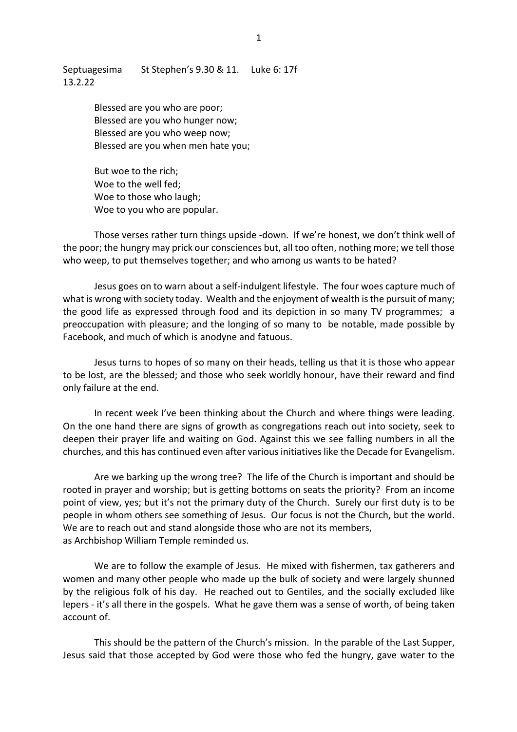Septuagesima      St Stephen's 9.30 & 11.    Luke 6: 17f
13.2.22

> Blessed are you who are poor;
> Blessed are you who hunger now;
> Blessed are you who weep now;
> Blessed are you when men hate you;
>
> But woe to the rich;
> Woe to the well fed;
> Woe to those who laugh;
> Woe to you who are popular.

Those verses rather turn things upside -down. If we're honest, we don't think well of the poor; the hungry may prick our consciences but, all too often, nothing more; we tell those who weep, to put themselves together; and who among us wants to be hated?

Jesus goes on to warn about a self-indulgent lifestyle. The four woes capture much of what is wrong with society today. Wealth and the enjoyment of wealth is the pursuit of many; the good life as expressed through food and its depiction in so many TV programmes; a preoccupation with pleasure; and the longing of so many to be notable, made possible by Facebook, and much of which is anodyne and fatuous.

Jesus turns to hopes of so many on their heads, telling us that it is those who appear to be lost, are the blessed; and those who seek worldly honour, have their reward and find only failure at the end.

In recent week I've been thinking about the Church and where things were leading. On the one hand there are signs of growth as congregations reach out into society, seek to deepen their prayer life and waiting on God. Against this we see falling numbers in all the churches, and this has continued even after various initiatives like the Decade for Evangelism.

Are we barking up the wrong tree? The life of the Church is important and should be rooted in prayer and worship; but is getting bottoms on seats the priority? From an income point of view, yes; but it's not the primary duty of the Church. Surely our first duty is to be people in whom others see something of Jesus. Our focus is not the Church, but the world. We are to reach out and stand alongside those who are not its members,
as Archbishop William Temple reminded us.

We are to follow the example of Jesus. He mixed with fishermen, tax gatherers and women and many other people who made up the bulk of society and were largely shunned by the religious folk of his day. He reached out to Gentiles, and the socially excluded like lepers - it's all there in the gospels. What he gave them was a sense of worth, of being taken account of.

This should be the pattern of the Church's mission. In the parable of the Last Supper, Jesus said that those accepted by God were those who fed the hungry, gave water to the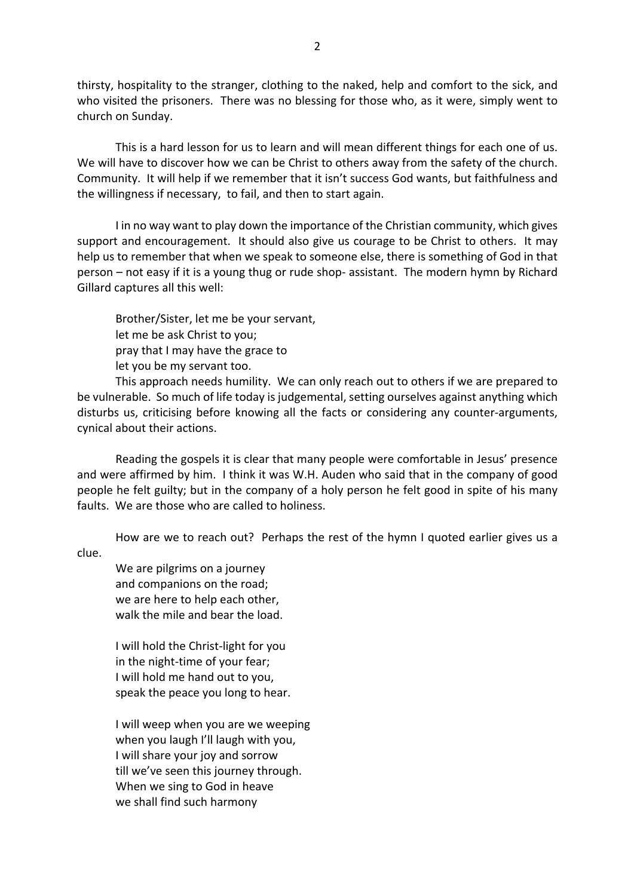thirsty, hospitality to the stranger, clothing to the naked, help and comfort to the sick, and who visited the prisoners. There was no blessing for those who, as it were, simply went to church on Sunday.

This is a hard lesson for us to learn and will mean different things for each one of us. We will have to discover how we can be Christ to others away from the safety of the church. Community. It will help if we remember that it isn't success God wants, but faithfulness and the willingness if necessary, to fail, and then to start again.

I in no way want to play down the importance of the Christian community, which gives support and encouragement. It should also give us courage to be Christ to others. It may help us to remember that when we speak to someone else, there is something of God in that person – not easy if it is a young thug or rude shop- assistant. The modern hymn by Richard Gillard captures all this well:

> Brother/Sister, let me be your servant,
> let me be ask Christ to you;
> pray that I may have the grace to
> let you be my servant too.

This approach needs humility. We can only reach out to others if we are prepared to be vulnerable. So much of life today is judgemental, setting ourselves against anything which disturbs us, criticising before knowing all the facts or considering any counter-arguments, cynical about their actions.

Reading the gospels it is clear that many people were comfortable in Jesus' presence and were affirmed by him. I think it was W.H. Auden who said that in the company of good people he felt guilty; but in the company of a holy person he felt good in spite of his many faults. We are those who are called to holiness.

How are we to reach out? Perhaps the rest of the hymn I quoted earlier gives us a clue.

> We are pilgrims on a journey
> and companions on the road;
> we are here to help each other,
> walk the mile and bear the load.
>
> I will hold the Christ-light for you
> in the night-time of your fear;
> I will hold me hand out to you,
> speak the peace you long to hear.
>
> I will weep when you are we weeping
> when you laugh I'll laugh with you,
> I will share your joy and sorrow
> till we've seen this journey through.
> When we sing to God in heave
> we shall find such harmony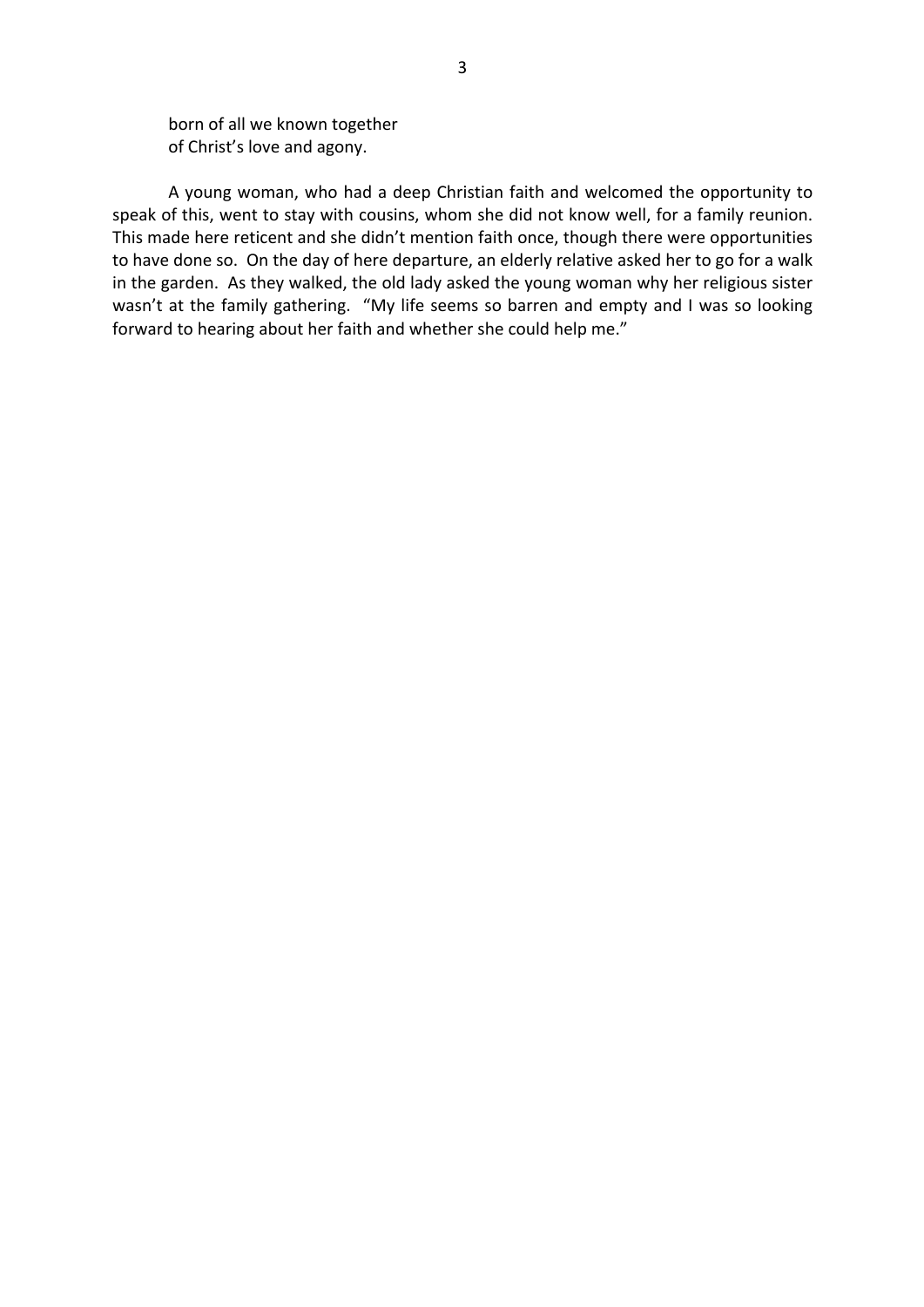born of all we known together  
of Christ's love and agony.

A young woman, who had a deep Christian faith and welcomed the opportunity to speak of this, went to stay with cousins, whom she did not know well, for a family reunion. This made here reticent and she didn't mention faith once, though there were opportunities to have done so. On the day of here departure, an elderly relative asked her to go for a walk in the garden. As they walked, the old lady asked the young woman why her religious sister wasn't at the family gathering. "My life seems so barren and empty and I was so looking forward to hearing about her faith and whether she could help me."